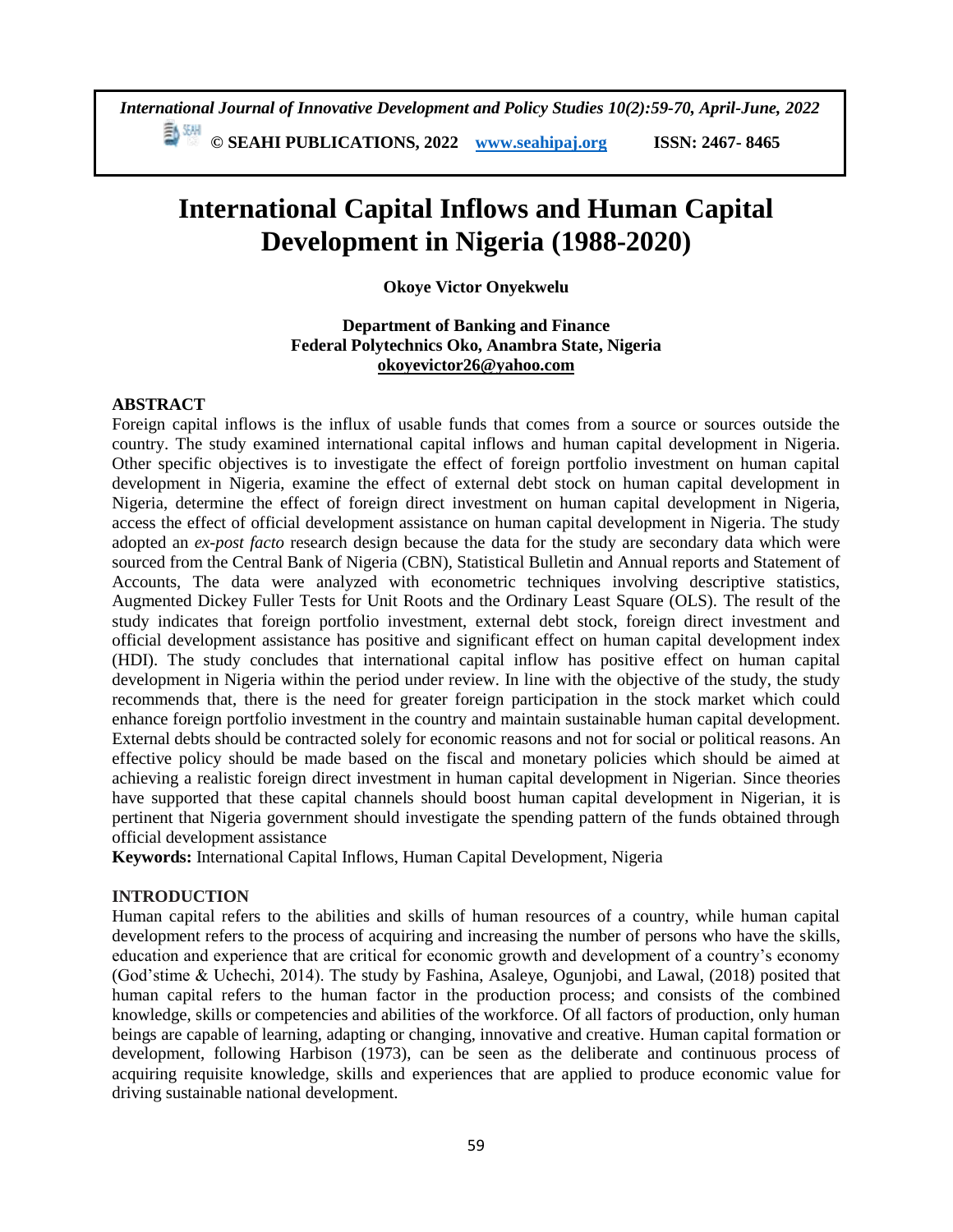# International Capital Inflows and Human Capital Development in Nigeria (1988-2020)

**Okoye Victor Onyekwelu**

**Department of Banking and Finance**
**Federal Polytechnics Oko, Anambra State, Nigeria**
**okoyevictor26@yahoo.com**

## ABSTRACT

Foreign capital inflows is the influx of usable funds that comes from a source or sources outside the country. The study examined international capital inflows and human capital development in Nigeria. Other specific objectives is to investigate the effect of foreign portfolio investment on human capital development in Nigeria, examine the effect of external debt stock on human capital development in Nigeria, determine the effect of foreign direct investment on human capital development in Nigeria, access the effect of official development assistance on human capital development in Nigeria. The study adopted an *ex-post facto* research design because the data for the study are secondary data which were sourced from the Central Bank of Nigeria (CBN), Statistical Bulletin and Annual reports and Statement of Accounts, The data were analyzed with econometric techniques involving descriptive statistics, Augmented Dickey Fuller Tests for Unit Roots and the Ordinary Least Square (OLS). The result of the study indicates that foreign portfolio investment, external debt stock, foreign direct investment and official development assistance has positive and significant effect on human capital development index (HDI). The study concludes that international capital inflow has positive effect on human capital development in Nigeria within the period under review. In line with the objective of the study, the study recommends that, there is the need for greater foreign participation in the stock market which could enhance foreign portfolio investment in the country and maintain sustainable human capital development. External debts should be contracted solely for economic reasons and not for social or political reasons. An effective policy should be made based on the fiscal and monetary policies which should be aimed at achieving a realistic foreign direct investment in human capital development in Nigerian. Since theories have supported that these capital channels should boost human capital development in Nigerian, it is pertinent that Nigeria government should investigate the spending pattern of the funds obtained through official development assistance

**Keywords:** International Capital Inflows, Human Capital Development, Nigeria

## INTRODUCTION

Human capital refers to the abilities and skills of human resources of a country, while human capital development refers to the process of acquiring and increasing the number of persons who have the skills, education and experience that are critical for economic growth and development of a country's economy (God'stime & Uchechi, 2014). The study by Fashina, Asaleye, Ogunjobi, and Lawal, (2018) posited that human capital refers to the human factor in the production process; and consists of the combined knowledge, skills or competencies and abilities of the workforce. Of all factors of production, only human beings are capable of learning, adapting or changing, innovative and creative. Human capital formation or development, following Harbison (1973), can be seen as the deliberate and continuous process of acquiring requisite knowledge, skills and experiences that are applied to produce economic value for driving sustainable national development.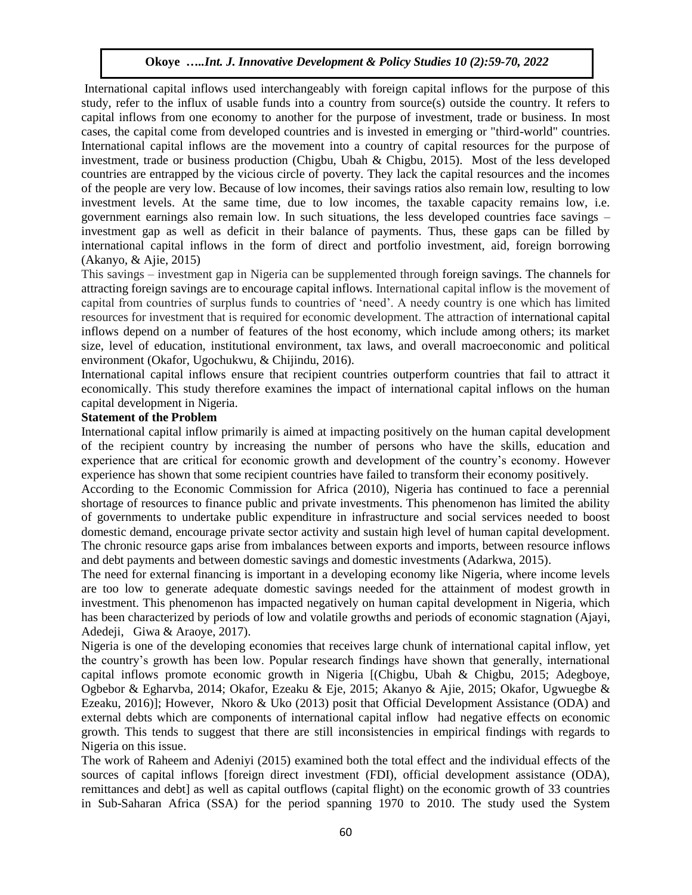International capital inflows used interchangeably with foreign capital inflows for the purpose of this study, refer to the influx of usable funds into a country from source(s) outside the country. It refers to capital inflows from one economy to another for the purpose of investment, trade or business. In most cases, the capital come from developed countries and is invested in emerging or "third-world" countries. International capital inflows are the movement into a country of capital resources for the purpose of investment, trade or business production (Chigbu, Ubah & Chigbu, 2015). Most of the less developed countries are entrapped by the vicious circle of poverty. They lack the capital resources and the incomes of the people are very low. Because of low incomes, their savings ratios also remain low, resulting to low investment levels. At the same time, due to low incomes, the taxable capacity remains low, i.e. government earnings also remain low. In such situations, the less developed countries face savings – investment gap as well as deficit in their balance of payments. Thus, these gaps can be filled by international capital inflows in the form of direct and portfolio investment, aid, foreign borrowing (Akanyo, & Ajie, 2015)

This savings – investment gap in Nigeria can be supplemented through foreign savings. The channels for attracting foreign savings are to encourage capital inflows. International capital inflow is the movement of capital from countries of surplus funds to countries of 'need'. A needy country is one which has limited resources for investment that is required for economic development. The attraction of international capital inflows depend on a number of features of the host economy, which include among others; its market size, level of education, institutional environment, tax laws, and overall macroeconomic and political environment (Okafor, Ugochukwu, & Chijindu, 2016).

International capital inflows ensure that recipient countries outperform countries that fail to attract it economically. This study therefore examines the impact of international capital inflows on the human capital development in Nigeria.

**Statement of the Problem**

International capital inflow primarily is aimed at impacting positively on the human capital development of the recipient country by increasing the number of persons who have the skills, education and experience that are critical for economic growth and development of the country's economy. However experience has shown that some recipient countries have failed to transform their economy positively.

According to the Economic Commission for Africa (2010), Nigeria has continued to face a perennial shortage of resources to finance public and private investments. This phenomenon has limited the ability of governments to undertake public expenditure in infrastructure and social services needed to boost domestic demand, encourage private sector activity and sustain high level of human capital development. The chronic resource gaps arise from imbalances between exports and imports, between resource inflows and debt payments and between domestic savings and domestic investments (Adarkwa, 2015).

The need for external financing is important in a developing economy like Nigeria, where income levels are too low to generate adequate domestic savings needed for the attainment of modest growth in investment. This phenomenon has impacted negatively on human capital development in Nigeria, which has been characterized by periods of low and volatile growths and periods of economic stagnation (Ajayi, Adedeji, Giwa & Araoye, 2017).

Nigeria is one of the developing economies that receives large chunk of international capital inflow, yet the country's growth has been low. Popular research findings have shown that generally, international capital inflows promote economic growth in Nigeria [(Chigbu, Ubah & Chigbu, 2015; Adegboye, Ogbebor & Egharvba, 2014; Okafor, Ezeaku & Eje, 2015; Akanyo & Ajie, 2015; Okafor, Ugwuegbe & Ezeaku, 2016)]; However, Nkoro & Uko (2013) posit that Official Development Assistance (ODA) and external debts which are components of international capital inflow had negative effects on economic growth. This tends to suggest that there are still inconsistencies in empirical findings with regards to Nigeria on this issue.

The work of Raheem and Adeniyi (2015) examined both the total effect and the individual effects of the sources of capital inflows [foreign direct investment (FDI), official development assistance (ODA), remittances and debt] as well as capital outflows (capital flight) on the economic growth of 33 countries in Sub-Saharan Africa (SSA) for the period spanning 1970 to 2010. The study used the System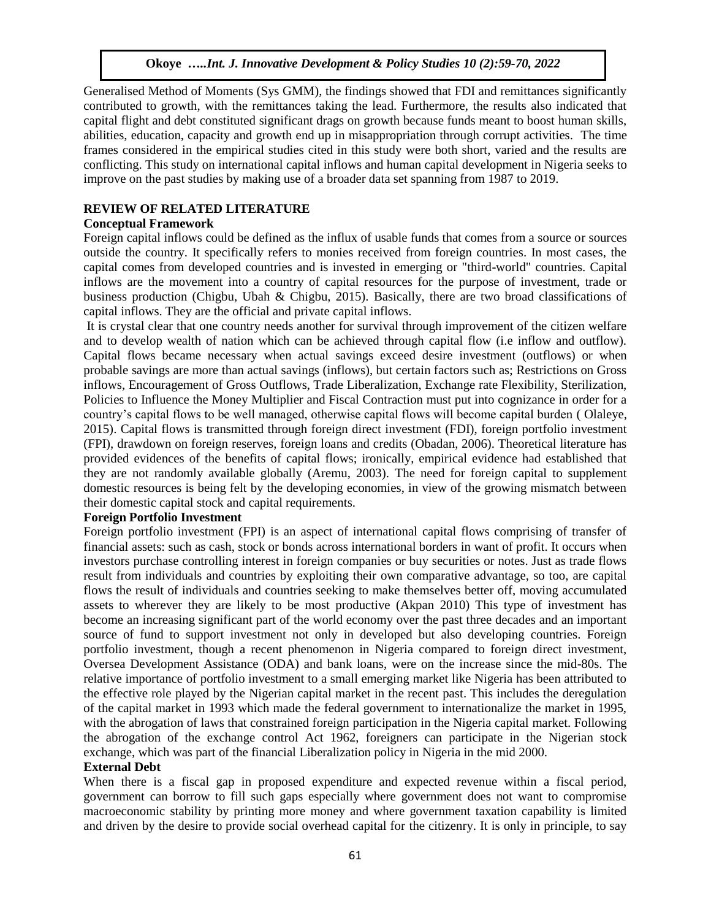Generalised Method of Moments (Sys GMM), the findings showed that FDI and remittances significantly contributed to growth, with the remittances taking the lead. Furthermore, the results also indicated that capital flight and debt constituted significant drags on growth because funds meant to boost human skills, abilities, education, capacity and growth end up in misappropriation through corrupt activities. The time frames considered in the empirical studies cited in this study were both short, varied and the results are conflicting. This study on international capital inflows and human capital development in Nigeria seeks to improve on the past studies by making use of a broader data set spanning from 1987 to 2019.

## REVIEW OF RELATED LITERATURE

### Conceptual Framework

Foreign capital inflows could be defined as the influx of usable funds that comes from a source or sources outside the country. It specifically refers to monies received from foreign countries. In most cases, the capital comes from developed countries and is invested in emerging or "third-world" countries. Capital inflows are the movement into a country of capital resources for the purpose of investment, trade or business production (Chigbu, Ubah & Chigbu, 2015). Basically, there are two broad classifications of capital inflows. They are the official and private capital inflows.

It is crystal clear that one country needs another for survival through improvement of the citizen welfare and to develop wealth of nation which can be achieved through capital flow (i.e inflow and outflow). Capital flows became necessary when actual savings exceed desire investment (outflows) or when probable savings are more than actual savings (inflows), but certain factors such as; Restrictions on Gross inflows, Encouragement of Gross Outflows, Trade Liberalization, Exchange rate Flexibility, Sterilization, Policies to Influence the Money Multiplier and Fiscal Contraction must put into cognizance in order for a country's capital flows to be well managed, otherwise capital flows will become capital burden ( Olaleye, 2015). Capital flows is transmitted through foreign direct investment (FDI), foreign portfolio investment (FPI), drawdown on foreign reserves, foreign loans and credits (Obadan, 2006). Theoretical literature has provided evidences of the benefits of capital flows; ironically, empirical evidence had established that they are not randomly available globally (Aremu, 2003). The need for foreign capital to supplement domestic resources is being felt by the developing economies, in view of the growing mismatch between their domestic capital stock and capital requirements.

### Foreign Portfolio Investment

Foreign portfolio investment (FPI) is an aspect of international capital flows comprising of transfer of financial assets: such as cash, stock or bonds across international borders in want of profit. It occurs when investors purchase controlling interest in foreign companies or buy securities or notes. Just as trade flows result from individuals and countries by exploiting their own comparative advantage, so too, are capital flows the result of individuals and countries seeking to make themselves better off, moving accumulated assets to wherever they are likely to be most productive (Akpan 2010) This type of investment has become an increasing significant part of the world economy over the past three decades and an important source of fund to support investment not only in developed but also developing countries. Foreign portfolio investment, though a recent phenomenon in Nigeria compared to foreign direct investment, Oversea Development Assistance (ODA) and bank loans, were on the increase since the mid-80s. The relative importance of portfolio investment to a small emerging market like Nigeria has been attributed to the effective role played by the Nigerian capital market in the recent past. This includes the deregulation of the capital market in 1993 which made the federal government to internationalize the market in 1995, with the abrogation of laws that constrained foreign participation in the Nigeria capital market. Following the abrogation of the exchange control Act 1962, foreigners can participate in the Nigerian stock exchange, which was part of the financial Liberalization policy in Nigeria in the mid 2000.

### External Debt

When there is a fiscal gap in proposed expenditure and expected revenue within a fiscal period, government can borrow to fill such gaps especially where government does not want to compromise macroeconomic stability by printing more money and where government taxation capability is limited and driven by the desire to provide social overhead capital for the citizenry. It is only in principle, to say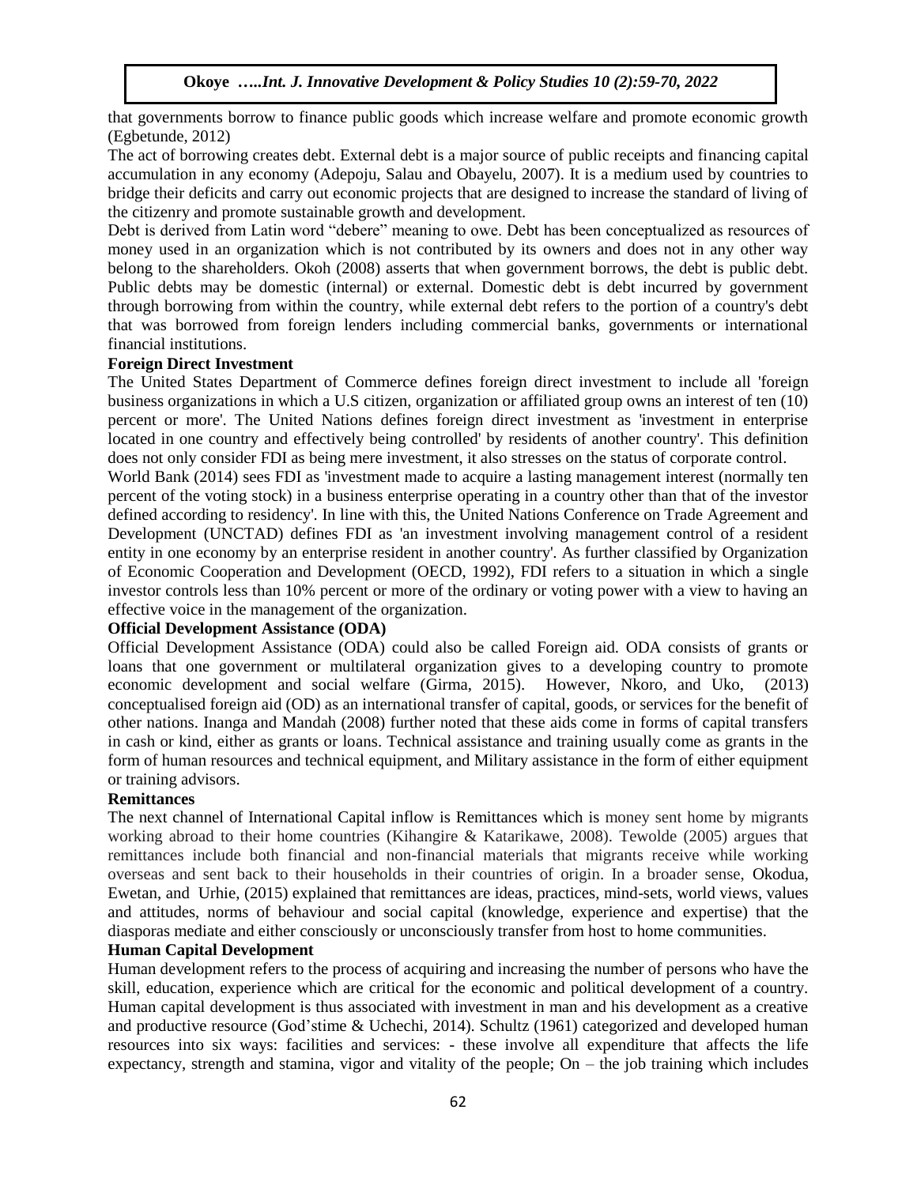that governments borrow to finance public goods which increase welfare and promote economic growth (Egbetunde, 2012)

The act of borrowing creates debt. External debt is a major source of public receipts and financing capital accumulation in any economy (Adepoju, Salau and Obayelu, 2007). It is a medium used by countries to bridge their deficits and carry out economic projects that are designed to increase the standard of living of the citizenry and promote sustainable growth and development.

Debt is derived from Latin word "debere" meaning to owe. Debt has been conceptualized as resources of money used in an organization which is not contributed by its owners and does not in any other way belong to the shareholders. Okoh (2008) asserts that when government borrows, the debt is public debt. Public debts may be domestic (internal) or external. Domestic debt is debt incurred by government through borrowing from within the country, while external debt refers to the portion of a country's debt that was borrowed from foreign lenders including commercial banks, governments or international financial institutions.

### Foreign Direct Investment

The United States Department of Commerce defines foreign direct investment to include all 'foreign business organizations in which a U.S citizen, organization or affiliated group owns an interest of ten (10) percent or more'. The United Nations defines foreign direct investment as 'investment in enterprise located in one country and effectively being controlled' by residents of another country'. This definition does not only consider FDI as being mere investment, it also stresses on the status of corporate control.

World Bank (2014) sees FDI as 'investment made to acquire a lasting management interest (normally ten percent of the voting stock) in a business enterprise operating in a country other than that of the investor defined according to residency'. In line with this, the United Nations Conference on Trade Agreement and Development (UNCTAD) defines FDI as 'an investment involving management control of a resident entity in one economy by an enterprise resident in another country'. As further classified by Organization of Economic Cooperation and Development (OECD, 1992), FDI refers to a situation in which a single investor controls less than 10% percent or more of the ordinary or voting power with a view to having an effective voice in the management of the organization.

### Official Development Assistance (ODA)

Official Development Assistance (ODA) could also be called Foreign aid. ODA consists of grants or loans that one government or multilateral organization gives to a developing country to promote economic development and social welfare (Girma, 2015). However, Nkoro, and Uko, (2013) conceptualised foreign aid (OD) as an international transfer of capital, goods, or services for the benefit of other nations. Inanga and Mandah (2008) further noted that these aids come in forms of capital transfers in cash or kind, either as grants or loans. Technical assistance and training usually come as grants in the form of human resources and technical equipment, and Military assistance in the form of either equipment or training advisors.

### Remittances

The next channel of International Capital inflow is Remittances which is money sent home by migrants working abroad to their home countries (Kihangire & Katarikawe, 2008). Tewolde (2005) argues that remittances include both financial and non-financial materials that migrants receive while working overseas and sent back to their households in their countries of origin. In a broader sense, Okodua, Ewetan, and Urhie, (2015) explained that remittances are ideas, practices, mind-sets, world views, values and attitudes, norms of behaviour and social capital (knowledge, experience and expertise) that the diasporas mediate and either consciously or unconsciously transfer from host to home communities.

### Human Capital Development

Human development refers to the process of acquiring and increasing the number of persons who have the skill, education, experience which are critical for the economic and political development of a country. Human capital development is thus associated with investment in man and his development as a creative and productive resource (God'stime & Uchechi, 2014). Schultz (1961) categorized and developed human resources into six ways: facilities and services: - these involve all expenditure that affects the life expectancy, strength and stamina, vigor and vitality of the people; On – the job training which includes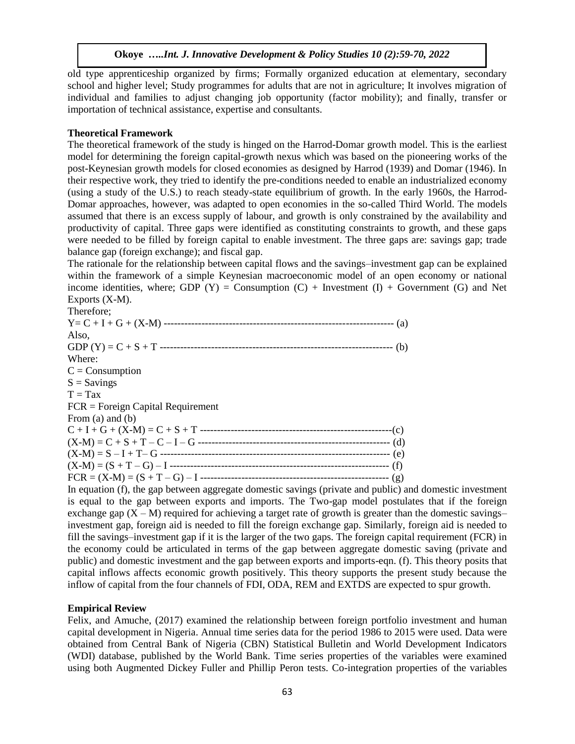old type apprenticeship organized by firms; Formally organized education at elementary, secondary school and higher level; Study programmes for adults that are not in agriculture; It involves migration of individual and families to adjust changing job opportunity (factor mobility); and finally, transfer or importation of technical assistance, expertise and consultants.

**Theoretical Framework**

The theoretical framework of the study is hinged on the Harrod-Domar growth model. This is the earliest model for determining the foreign capital-growth nexus which was based on the pioneering works of the post-Keynesian growth models for closed economies as designed by Harrod (1939) and Domar (1946). In their respective work, they tried to identify the pre-conditions needed to enable an industrialized economy (using a study of the U.S.) to reach steady-state equilibrium of growth. In the early 1960s, the Harrod-Domar approaches, however, was adapted to open economies in the so-called Third World. The models assumed that there is an excess supply of labour, and growth is only constrained by the availability and productivity of capital. Three gaps were identified as constituting constraints to growth, and these gaps were needed to be filled by foreign capital to enable investment. The three gaps are: savings gap; trade balance gap (foreign exchange); and fiscal gap.

The rationale for the relationship between capital flows and the savings–investment gap can be explained within the framework of a simple Keynesian macroeconomic model of an open economy or national income identities, where; GDP (Y) = Consumption (C) + Investment (I) + Government (G) and Net Exports (X-M).

Therefore;

$$Y = C + I + G + (X - M) \quad \text{(a)}$$

Also,

$$GDP\ (Y) = C + S + T \quad \text{(b)}$$

Where:

C = Consumption

S = Savings

T = Tax

FCR = Foreign Capital Requirement

From (a) and (b)

$$C + I + G + (X - M) = C + S + T \quad \text{(c)}$$

$$(X - M) = C + S + T - C - I - G \quad \text{(d)}$$

$$(X - M) = S - I + T - G \quad \text{(e)}$$

$$(X - M) = (S + T - G) - I \quad \text{(f)}$$

$$FCR = (X - M) = (S + T - G) - I \quad \text{(g)}$$

In equation (f), the gap between aggregate domestic savings (private and public) and domestic investment is equal to the gap between exports and imports. The Two-gap model postulates that if the foreign exchange gap $(X - M)$ required for achieving a target rate of growth is greater than the domestic savings–investment gap, foreign aid is needed to fill the foreign exchange gap. Similarly, foreign aid is needed to fill the savings–investment gap if it is the larger of the two gaps. The foreign capital requirement (FCR) in the economy could be articulated in terms of the gap between aggregate domestic saving (private and public) and domestic investment and the gap between exports and imports-eqn. (f). This theory posits that capital inflows affects economic growth positively. This theory supports the present study because the inflow of capital from the four channels of FDI, ODA, REM and EXTDS are expected to spur growth.

**Empirical Review**

Felix, and Amuche, (2017) examined the relationship between foreign portfolio investment and human capital development in Nigeria. Annual time series data for the period 1986 to 2015 were used. Data were obtained from Central Bank of Nigeria (CBN) Statistical Bulletin and World Development Indicators (WDI) database, published by the World Bank. Time series properties of the variables were examined using both Augmented Dickey Fuller and Phillip Peron tests. Co-integration properties of the variables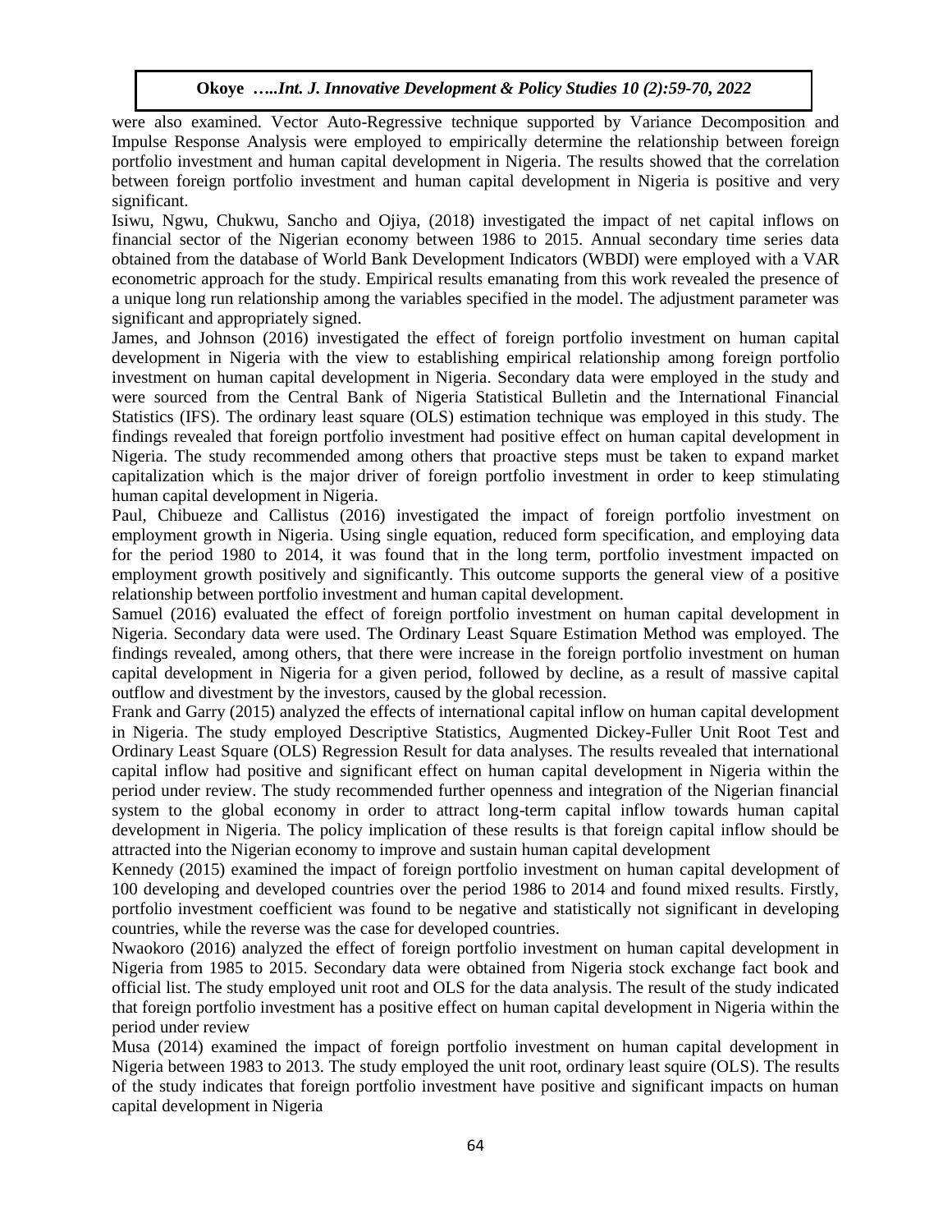were also examined. Vector Auto-Regressive technique supported by Variance Decomposition and Impulse Response Analysis were employed to empirically determine the relationship between foreign portfolio investment and human capital development in Nigeria. The results showed that the correlation between foreign portfolio investment and human capital development in Nigeria is positive and very significant.

Isiwu, Ngwu, Chukwu, Sancho and Ojiya, (2018) investigated the impact of net capital inflows on financial sector of the Nigerian economy between 1986 to 2015. Annual secondary time series data obtained from the database of World Bank Development Indicators (WBDI) were employed with a VAR econometric approach for the study. Empirical results emanating from this work revealed the presence of a unique long run relationship among the variables specified in the model. The adjustment parameter was significant and appropriately signed.

James, and Johnson (2016) investigated the effect of foreign portfolio investment on human capital development in Nigeria with the view to establishing empirical relationship among foreign portfolio investment on human capital development in Nigeria. Secondary data were employed in the study and were sourced from the Central Bank of Nigeria Statistical Bulletin and the International Financial Statistics (IFS). The ordinary least square (OLS) estimation technique was employed in this study. The findings revealed that foreign portfolio investment had positive effect on human capital development in Nigeria. The study recommended among others that proactive steps must be taken to expand market capitalization which is the major driver of foreign portfolio investment in order to keep stimulating human capital development in Nigeria.

Paul, Chibueze and Callistus (2016) investigated the impact of foreign portfolio investment on employment growth in Nigeria. Using single equation, reduced form specification, and employing data for the period 1980 to 2014, it was found that in the long term, portfolio investment impacted on employment growth positively and significantly. This outcome supports the general view of a positive relationship between portfolio investment and human capital development.

Samuel (2016) evaluated the effect of foreign portfolio investment on human capital development in Nigeria. Secondary data were used. The Ordinary Least Square Estimation Method was employed. The findings revealed, among others, that there were increase in the foreign portfolio investment on human capital development in Nigeria for a given period, followed by decline, as a result of massive capital outflow and divestment by the investors, caused by the global recession.

Frank and Garry (2015) analyzed the effects of international capital inflow on human capital development in Nigeria. The study employed Descriptive Statistics, Augmented Dickey-Fuller Unit Root Test and Ordinary Least Square (OLS) Regression Result for data analyses. The results revealed that international capital inflow had positive and significant effect on human capital development in Nigeria within the period under review. The study recommended further openness and integration of the Nigerian financial system to the global economy in order to attract long-term capital inflow towards human capital development in Nigeria. The policy implication of these results is that foreign capital inflow should be attracted into the Nigerian economy to improve and sustain human capital development

Kennedy (2015) examined the impact of foreign portfolio investment on human capital development of 100 developing and developed countries over the period 1986 to 2014 and found mixed results. Firstly, portfolio investment coefficient was found to be negative and statistically not significant in developing countries, while the reverse was the case for developed countries.

Nwaokoro (2016) analyzed the effect of foreign portfolio investment on human capital development in Nigeria from 1985 to 2015. Secondary data were obtained from Nigeria stock exchange fact book and official list. The study employed unit root and OLS for the data analysis. The result of the study indicated that foreign portfolio investment has a positive effect on human capital development in Nigeria within the period under review

Musa (2014) examined the impact of foreign portfolio investment on human capital development in Nigeria between 1983 to 2013. The study employed the unit root, ordinary least squire (OLS). The results of the study indicates that foreign portfolio investment have positive and significant impacts on human capital development in Nigeria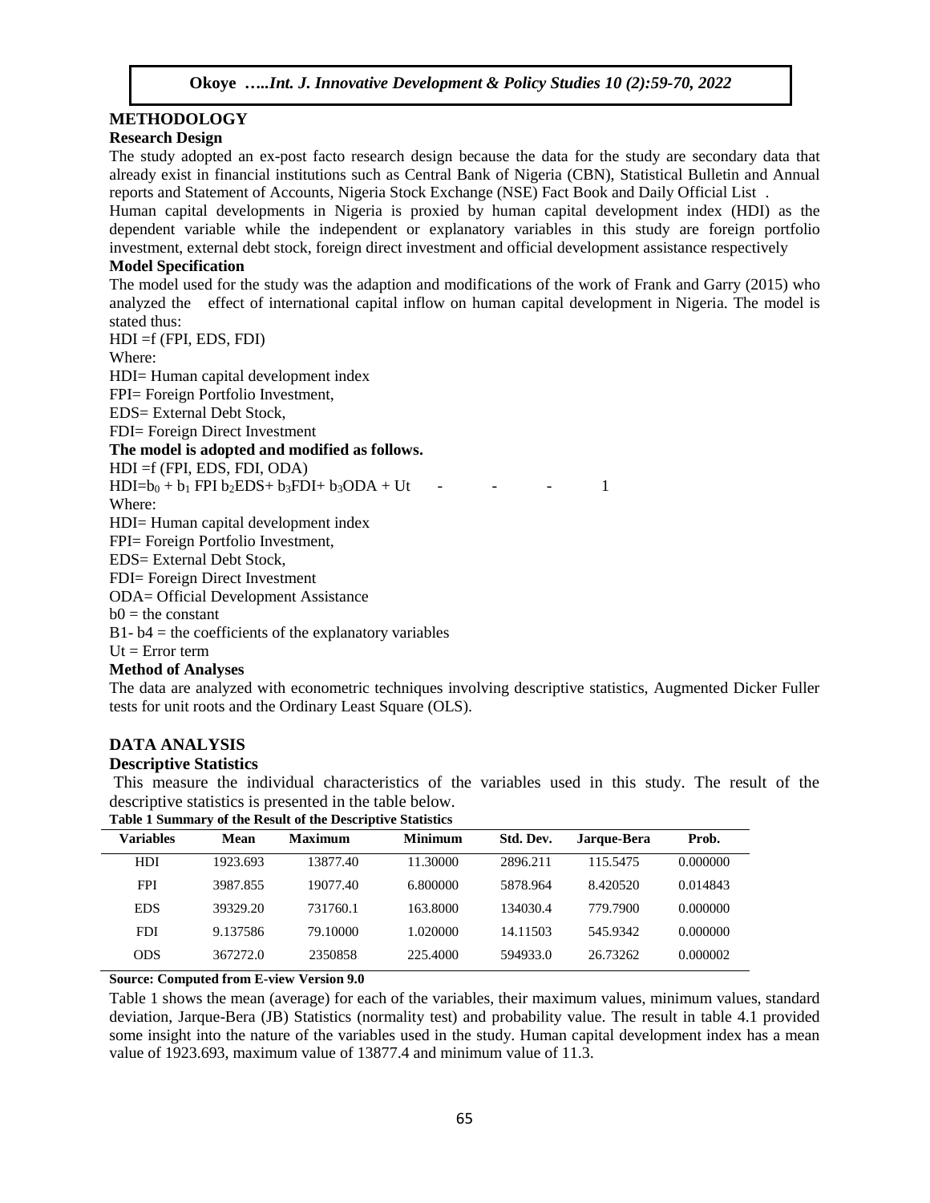## METHODOLOGY

### Research Design

The study adopted an ex-post facto research design because the data for the study are secondary data that already exist in financial institutions such as Central Bank of Nigeria (CBN), Statistical Bulletin and Annual reports and Statement of Accounts, Nigeria Stock Exchange (NSE) Fact Book and Daily Official List .

Human capital developments in Nigeria is proxied by human capital development index (HDI) as the dependent variable while the independent or explanatory variables in this study are foreign portfolio investment, external debt stock, foreign direct investment and official development assistance respectively

### Model Specification

The model used for the study was the adaption and modifications of the work of Frank and Garry (2015) who analyzed the effect of international capital inflow on human capital development in Nigeria. The model is stated thus:

HDI =f (FPI, EDS, FDI)

Where:

HDI= Human capital development index

FPI= Foreign Portfolio Investment,

EDS= External Debt Stock,

FDI= Foreign Direct Investment

**The model is adopted and modified as follows.**

HDI =f (FPI, EDS, FDI, ODA)

$HDI=b_0 + b_1 FPI\ b_2EDS+ b_3FDI+ b_3ODA + Ut$ - - - 1

Where:

HDI= Human capital development index

FPI= Foreign Portfolio Investment,

EDS= External Debt Stock,

FDI= Foreign Direct Investment

ODA= Official Development Assistance

b0 = the constant

B1- b4 = the coefficients of the explanatory variables

Ut = Error term

### Method of Analyses

The data are analyzed with econometric techniques involving descriptive statistics, Augmented Dicker Fuller tests for unit roots and the Ordinary Least Square (OLS).

## DATA ANALYSIS

### Descriptive Statistics

This measure the individual characteristics of the variables used in this study. The result of the descriptive statistics is presented in the table below.

**Table 1 Summary of the Result of the Descriptive Statistics**

| Variables | Mean | Maximum | Minimum | Std. Dev. | Jarque-Bera | Prob. |
|---|---|---|---|---|---|---|
| HDI | 1923.693 | 13877.40 | 11.30000 | 2896.211 | 115.5475 | 0.000000 |
| FPI | 3987.855 | 19077.40 | 6.800000 | 5878.964 | 8.420520 | 0.014843 |
| EDS | 39329.20 | 731760.1 | 163.8000 | 134030.4 | 779.7900 | 0.000000 |
| FDI | 9.137586 | 79.10000 | 1.020000 | 14.11503 | 545.9342 | 0.000000 |
| ODS | 367272.0 | 2350858 | 225.4000 | 594933.0 | 26.73262 | 0.000002 |

**Source: Computed from E-view Version 9.0**

Table 1 shows the mean (average) for each of the variables, their maximum values, minimum values, standard deviation, Jarque-Bera (JB) Statistics (normality test) and probability value. The result in table 4.1 provided some insight into the nature of the variables used in the study. Human capital development index has a mean value of 1923.693, maximum value of 13877.4 and minimum value of 11.3.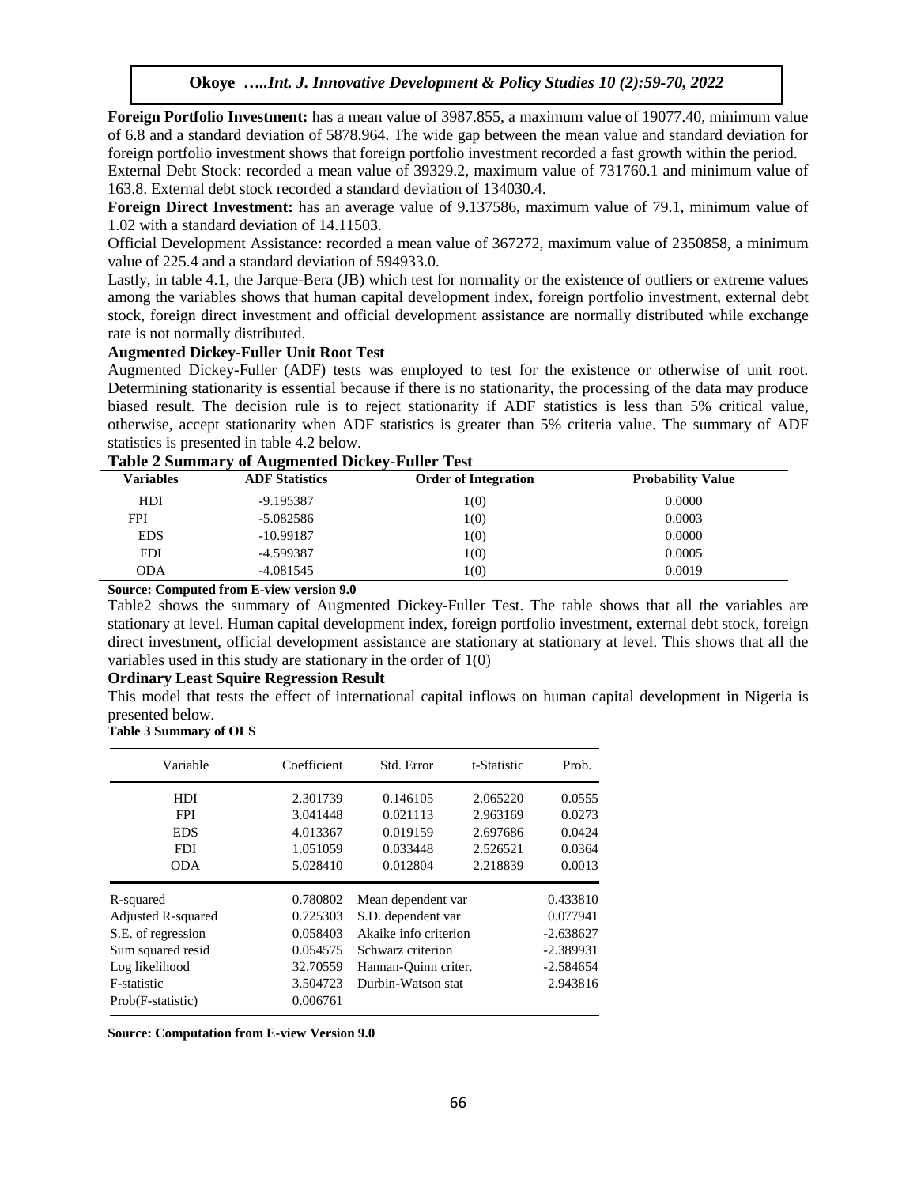**Foreign Portfolio Investment:** has a mean value of 3987.855, a maximum value of 19077.40, minimum value of 6.8 and a standard deviation of 5878.964. The wide gap between the mean value and standard deviation for foreign portfolio investment shows that foreign portfolio investment recorded a fast growth within the period.

External Debt Stock: recorded a mean value of 39329.2, maximum value of 731760.1 and minimum value of 163.8. External debt stock recorded a standard deviation of 134030.4.

**Foreign Direct Investment:** has an average value of 9.137586, maximum value of 79.1, minimum value of 1.02 with a standard deviation of 14.11503.

Official Development Assistance: recorded a mean value of 367272, maximum value of 2350858, a minimum value of 225.4 and a standard deviation of 594933.0.

Lastly, in table 4.1, the Jarque-Bera (JB) which test for normality or the existence of outliers or extreme values among the variables shows that human capital development index, foreign portfolio investment, external debt stock, foreign direct investment and official development assistance are normally distributed while exchange rate is not normally distributed.

**Augmented Dickey-Fuller Unit Root Test**

Augmented Dickey-Fuller (ADF) tests was employed to test for the existence or otherwise of unit root. Determining stationarity is essential because if there is no stationarity, the processing of the data may produce biased result. The decision rule is to reject stationarity if ADF statistics is less than 5% critical value, otherwise, accept stationarity when ADF statistics is greater than 5% criteria value. The summary of ADF statistics is presented in table 4.2 below.

**Table 2 Summary of Augmented Dickey-Fuller Test**

| Variables | ADF Statistics | Order of Integration | Probability Value |
|---|---|---|---|
| HDI | -9.195387 | 1(0) | 0.0000 |
| FPI | -5.082586 | 1(0) | 0.0003 |
| EDS | -10.99187 | 1(0) | 0.0000 |
| FDI | -4.599387 | 1(0) | 0.0005 |
| ODA | -4.081545 | 1(0) | 0.0019 |

**Source: Computed from E-view version 9.0**

Table2 shows the summary of Augmented Dickey-Fuller Test. The table shows that all the variables are stationary at level. Human capital development index, foreign portfolio investment, external debt stock, foreign direct investment, official development assistance are stationary at stationary at level. This shows that all the variables used in this study are stationary in the order of 1(0)

**Ordinary Least Squire Regression Result**

This model that tests the effect of international capital inflows on human capital development in Nigeria is presented below.

**Table 3 Summary of OLS**

| Variable | Coefficient | Std. Error | t-Statistic | Prob. |
|---|---|---|---|---|
| HDI | 2.301739 | 0.146105 | 2.065220 | 0.0555 |
| FPI | 3.041448 | 0.021113 | 2.963169 | 0.0273 |
| EDS | 4.013367 | 0.019159 | 2.697686 | 0.0424 |
| FDI | 1.051059 | 0.033448 | 2.526521 | 0.0364 |
| ODA | 5.028410 | 0.012804 | 2.218839 | 0.0013 |
| R-squared | 0.780802 | Mean dependent var | | 0.433810 |
| Adjusted R-squared | 0.725303 | S.D. dependent var | | 0.077941 |
| S.E. of regression | 0.058403 | Akaike info criterion | | -2.638627 |
| Sum squared resid | 0.054575 | Schwarz criterion | | -2.389931 |
| Log likelihood | 32.70559 | Hannan-Quinn criter. | | -2.584654 |
| F-statistic | 3.504723 | Durbin-Watson stat | | 2.943816 |
| Prob(F-statistic) | 0.006761 | | | |

**Source: Computation from E-view Version 9.0**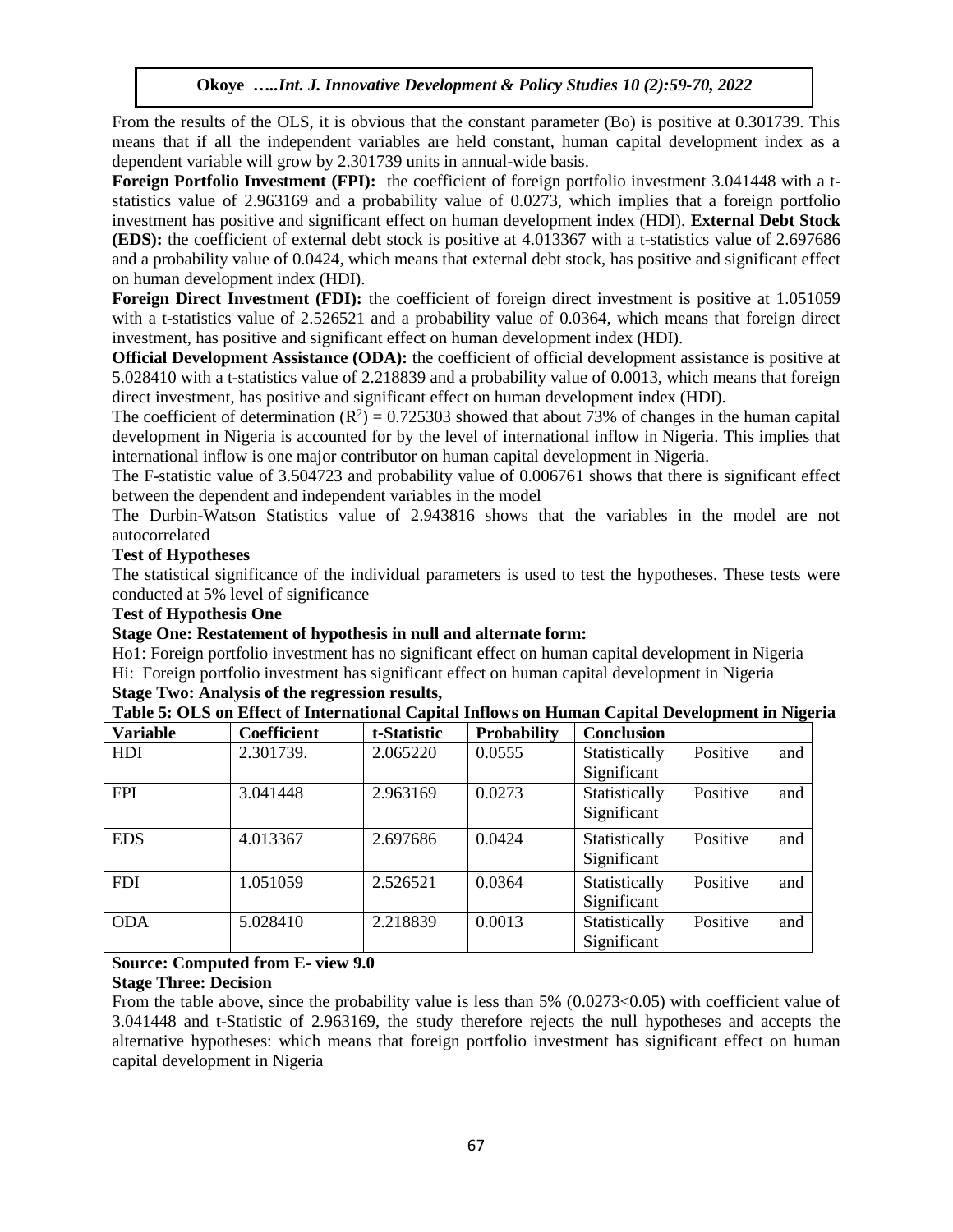From the results of the OLS, it is obvious that the constant parameter (Bo) is positive at 0.301739. This means that if all the independent variables are held constant, human capital development index as a dependent variable will grow by 2.301739 units in annual-wide basis.

**Foreign Portfolio Investment (FPI):** the coefficient of foreign portfolio investment 3.041448 with a t-statistics value of 2.963169 and a probability value of 0.0273, which implies that a foreign portfolio investment has positive and significant effect on human development index (HDI). **External Debt Stock (EDS):** the coefficient of external debt stock is positive at 4.013367 with a t-statistics value of 2.697686 and a probability value of 0.0424, which means that external debt stock, has positive and significant effect on human development index (HDI).

**Foreign Direct Investment (FDI):** the coefficient of foreign direct investment is positive at 1.051059 with a t-statistics value of 2.526521 and a probability value of 0.0364, which means that foreign direct investment, has positive and significant effect on human development index (HDI).

**Official Development Assistance (ODA):** the coefficient of official development assistance is positive at 5.028410 with a t-statistics value of 2.218839 and a probability value of 0.0013, which means that foreign direct investment, has positive and significant effect on human development index (HDI).

The coefficient of determination ($R^2$) = 0.725303 showed that about 73% of changes in the human capital development in Nigeria is accounted for by the level of international inflow in Nigeria. This implies that international inflow is one major contributor on human capital development in Nigeria.

The F-statistic value of 3.504723 and probability value of 0.006761 shows that there is significant effect between the dependent and independent variables in the model

The Durbin-Watson Statistics value of 2.943816 shows that the variables in the model are not autocorrelated

**Test of Hypotheses**

The statistical significance of the individual parameters is used to test the hypotheses. These tests were conducted at 5% level of significance

**Test of Hypothesis One**

**Stage One: Restatement of hypothesis in null and alternate form:**

Ho1: Foreign portfolio investment has no significant effect on human capital development in Nigeria

Hi: Foreign portfolio investment has significant effect on human capital development in Nigeria

**Stage Two: Analysis of the regression results,**

**Table 5: OLS on Effect of International Capital Inflows on Human Capital Development in Nigeria**

| Variable | Coefficient | t-Statistic | Probability | Conclusion |
|---|---|---|---|---|
| HDI | 2.301739. | 2.065220 | 0.0555 | Statistically Positive and Significant |
| FPI | 3.041448 | 2.963169 | 0.0273 | Statistically Positive and Significant |
| EDS | 4.013367 | 2.697686 | 0.0424 | Statistically Positive and Significant |
| FDI | 1.051059 | 2.526521 | 0.0364 | Statistically Positive and Significant |
| ODA | 5.028410 | 2.218839 | 0.0013 | Statistically Positive and Significant |

**Source: Computed from E- view 9.0**

**Stage Three: Decision**

From the table above, since the probability value is less than 5% (0.0273<0.05) with coefficient value of 3.041448 and t-Statistic of 2.963169, the study therefore rejects the null hypotheses and accepts the alternative hypotheses: which means that foreign portfolio investment has significant effect on human capital development in Nigeria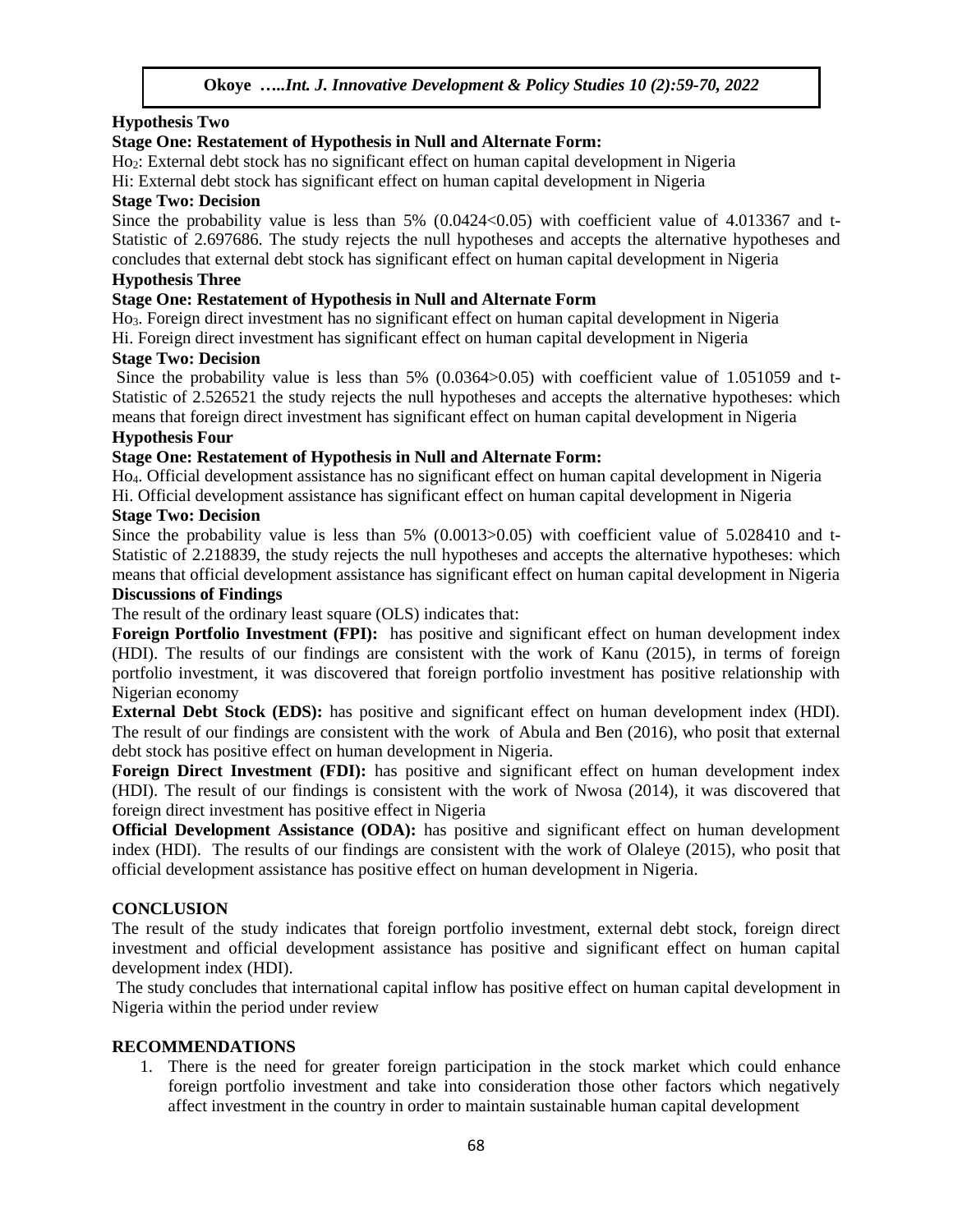### Hypothesis Two

**Stage One: Restatement of Hypothesis in Null and Alternate Form:**

$Ho_2$: External debt stock has no significant effect on human capital development in Nigeria

Hi: External debt stock has significant effect on human capital development in Nigeria

**Stage Two: Decision**

Since the probability value is less than 5% ($0.0424<0.05$) with coefficient value of 4.013367 and t-Statistic of 2.697686. The study rejects the null hypotheses and accepts the alternative hypotheses and concludes that external debt stock has significant effect on human capital development in Nigeria

### Hypothesis Three

**Stage One: Restatement of Hypothesis in Null and Alternate Form**

$Ho_3$. Foreign direct investment has no significant effect on human capital development in Nigeria

Hi. Foreign direct investment has significant effect on human capital development in Nigeria

**Stage Two: Decision**

Since the probability value is less than 5% ($0.0364>0.05$) with coefficient value of 1.051059 and t-Statistic of 2.526521 the study rejects the null hypotheses and accepts the alternative hypotheses: which means that foreign direct investment has significant effect on human capital development in Nigeria

### Hypothesis Four

**Stage One: Restatement of Hypothesis in Null and Alternate Form:**

$Ho_4$. Official development assistance has no significant effect on human capital development in Nigeria

Hi. Official development assistance has significant effect on human capital development in Nigeria

**Stage Two: Decision**

Since the probability value is less than 5% ($0.0013>0.05$) with coefficient value of 5.028410 and t-Statistic of 2.218839, the study rejects the null hypotheses and accepts the alternative hypotheses: which means that official development assistance has significant effect on human capital development in Nigeria

### Discussions of Findings

The result of the ordinary least square (OLS) indicates that:

**Foreign Portfolio Investment (FPI):** has positive and significant effect on human development index (HDI). The results of our findings are consistent with the work of Kanu (2015), in terms of foreign portfolio investment, it was discovered that foreign portfolio investment has positive relationship with Nigerian economy

**External Debt Stock (EDS):** has positive and significant effect on human development index (HDI). The result of our findings are consistent with the work of Abula and Ben (2016), who posit that external debt stock has positive effect on human development in Nigeria.

**Foreign Direct Investment (FDI):** has positive and significant effect on human development index (HDI). The result of our findings is consistent with the work of Nwosa (2014), it was discovered that foreign direct investment has positive effect in Nigeria

**Official Development Assistance (ODA):** has positive and significant effect on human development index (HDI). The results of our findings are consistent with the work of Olaleye (2015), who posit that official development assistance has positive effect on human development in Nigeria.

## CONCLUSION

The result of the study indicates that foreign portfolio investment, external debt stock, foreign direct investment and official development assistance has positive and significant effect on human capital development index (HDI).

The study concludes that international capital inflow has positive effect on human capital development in Nigeria within the period under review

## RECOMMENDATIONS

1. There is the need for greater foreign participation in the stock market which could enhance foreign portfolio investment and take into consideration those other factors which negatively affect investment in the country in order to maintain sustainable human capital development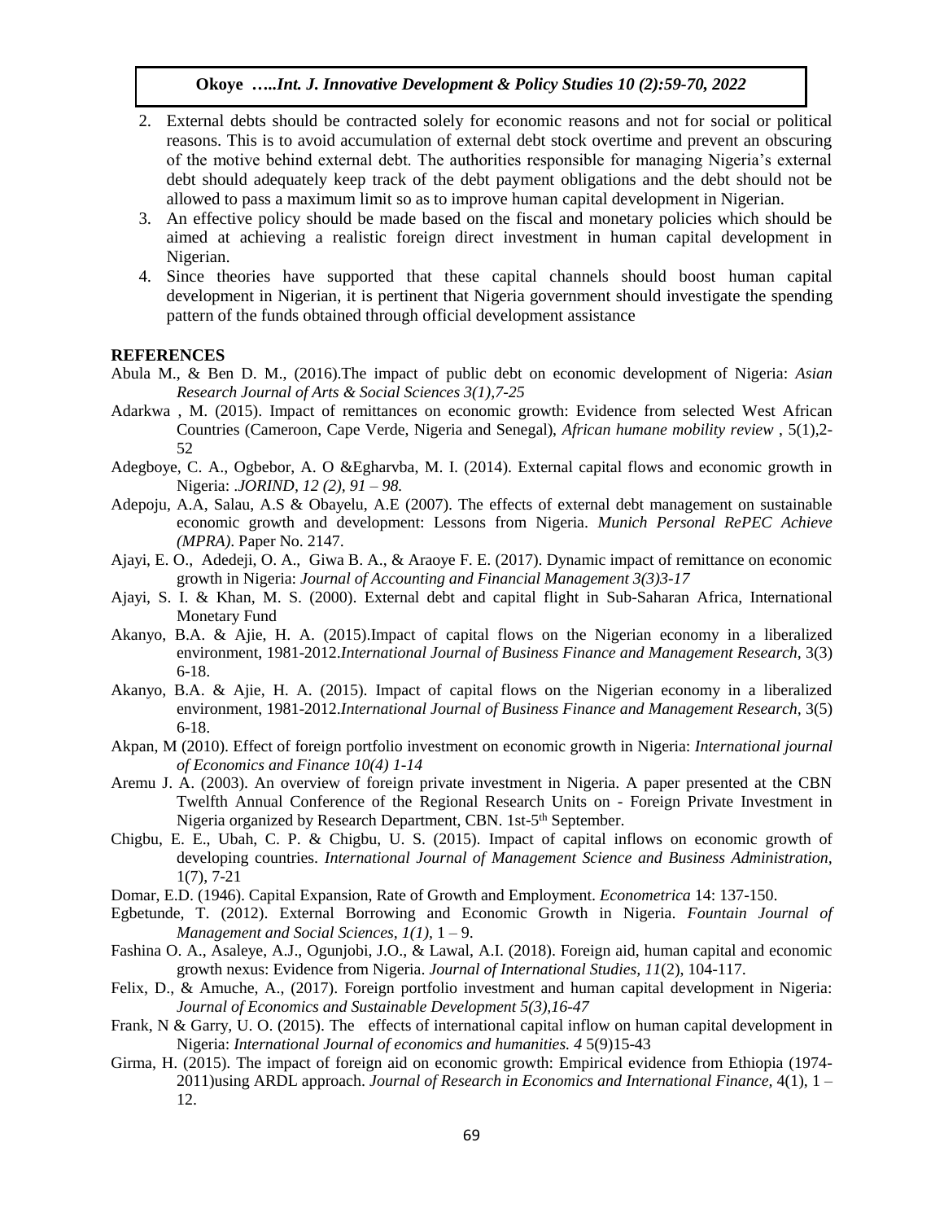2. External debts should be contracted solely for economic reasons and not for social or political reasons. This is to avoid accumulation of external debt stock overtime and prevent an obscuring of the motive behind external debt. The authorities responsible for managing Nigeria's external debt should adequately keep track of the debt payment obligations and the debt should not be allowed to pass a maximum limit so as to improve human capital development in Nigerian.
3. An effective policy should be made based on the fiscal and monetary policies which should be aimed at achieving a realistic foreign direct investment in human capital development in Nigerian.
4. Since theories have supported that these capital channels should boost human capital development in Nigerian, it is pertinent that Nigeria government should investigate the spending pattern of the funds obtained through official development assistance

**REFERENCES**

Abula M., & Ben D. M., (2016).The impact of public debt on economic development of Nigeria: *Asian Research Journal of Arts & Social Sciences 3(1),7-25*

Adarkwa , M. (2015). Impact of remittances on economic growth: Evidence from selected West African Countries (Cameroon, Cape Verde, Nigeria and Senegal), *African humane mobility review* , 5(1),2-52

Adegboye, C. A., Ogbebor, A. O &Egharvba, M. I. (2014). External capital flows and economic growth in Nigeria: *.JORIND, 12 (2), 91 – 98.*

Adepoju, A.A, Salau, A.S & Obayelu, A.E (2007). The effects of external debt management on sustainable economic growth and development: Lessons from Nigeria. *Munich Personal RePEC Achieve (MPRA)*. Paper No. 2147.

Ajayi, E. O., Adedeji, O. A., Giwa B. A., & Araoye F. E. (2017). Dynamic impact of remittance on economic growth in Nigeria: *Journal of Accounting and Financial Management 3(3)3-17*

Ajayi, S. I. & Khan, M. S. (2000). External debt and capital flight in Sub-Saharan Africa, International Monetary Fund

Akanyo, B.A. & Ajie, H. A. (2015).Impact of capital flows on the Nigerian economy in a liberalized environment, 1981-2012.*International Journal of Business Finance and Management Research*, 3(3) 6-18.

Akanyo, B.A. & Ajie, H. A. (2015). Impact of capital flows on the Nigerian economy in a liberalized environment, 1981-2012.*International Journal of Business Finance and Management Research*, 3(5) 6-18.

Akpan, M (2010). Effect of foreign portfolio investment on economic growth in Nigeria: *International journal of Economics and Finance 10(4) 1-14*

Aremu J. A. (2003). An overview of foreign private investment in Nigeria. A paper presented at the CBN Twelfth Annual Conference of the Regional Research Units on - Foreign Private Investment in Nigeria organized by Research Department, CBN. 1st-5th September.

Chigbu, E. E., Ubah, C. P. & Chigbu, U. S. (2015). Impact of capital inflows on economic growth of developing countries. *International Journal of Management Science and Business Administration*, 1(7), 7-21

Domar, E.D. (1946). Capital Expansion, Rate of Growth and Employment. *Econometrica* 14: 137-150.

Egbetunde, T. (2012). External Borrowing and Economic Growth in Nigeria. *Fountain Journal of Management and Social Sciences, 1(1),* 1 – 9.

Fashina O. A., Asaleye, A.J., Ogunjobi, J.O., & Lawal, A.I. (2018). Foreign aid, human capital and economic growth nexus: Evidence from Nigeria. *Journal of International Studies, 11*(2), 104-117.

Felix, D., & Amuche, A., (2017). Foreign portfolio investment and human capital development in Nigeria: *Journal of Economics and Sustainable Development 5(3),16-47*

Frank, N & Garry, U. O. (2015). The effects of international capital inflow on human capital development in Nigeria: *International Journal of economics and humanities. 4* 5(9)15-43

Girma, H. (2015). The impact of foreign aid on economic growth: Empirical evidence from Ethiopia (1974-2011)using ARDL approach. *Journal of Research in Economics and International Finance,* 4(1), 1 – 12.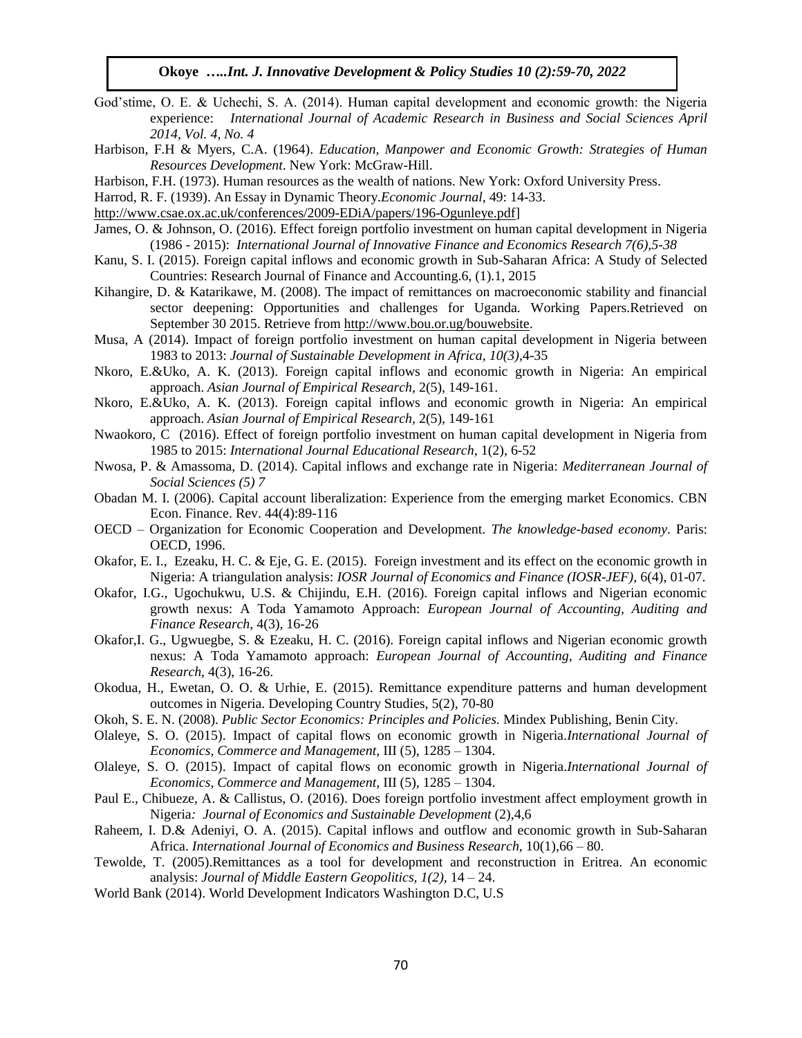God'stime, O. E. & Uchechi, S. A. (2014). Human capital development and economic growth: the Nigeria experience: *International Journal of Academic Research in Business and Social Sciences April 2014, Vol. 4, No. 4*

Harbison, F.H & Myers, C.A. (1964). *Education, Manpower and Economic Growth: Strategies of Human Resources Development*. New York: McGraw-Hill.

Harbison, F.H. (1973). Human resources as the wealth of nations. New York: Oxford University Press.

Harrod, R. F. (1939). An Essay in Dynamic Theory.*Economic Journal*, 49: 14-33.

http://www.csae.ox.ac.uk/conferences/2009-EDiA/papers/196-Ogunleye.pdf]

James, O. & Johnson, O. (2016). Effect foreign portfolio investment on human capital development in Nigeria (1986 - 2015): *International Journal of Innovative Finance and Economics Research 7(6),5-38*

Kanu, S. I. (2015). Foreign capital inflows and economic growth in Sub-Saharan Africa: A Study of Selected Countries: Research Journal of Finance and Accounting.6, (1).1, 2015

Kihangire, D. & Katarikawe, M. (2008). The impact of remittances on macroeconomic stability and financial sector deepening: Opportunities and challenges for Uganda. Working Papers.Retrieved on September 30 2015. Retrieve from http://www.bou.or.ug/bouwebsite.

Musa, A (2014). Impact of foreign portfolio investment on human capital development in Nigeria between 1983 to 2013: *Journal of Sustainable Development in Africa, 10(3),*4-35

Nkoro, E.&Uko, A. K. (2013). Foreign capital inflows and economic growth in Nigeria: An empirical approach. *Asian Journal of Empirical Research,* 2(5), 149-161.

Nkoro, E.&Uko, A. K. (2013). Foreign capital inflows and economic growth in Nigeria: An empirical approach. *Asian Journal of Empirical Research,* 2(5), 149-161

Nwaokoro, C (2016). Effect of foreign portfolio investment on human capital development in Nigeria from 1985 to 2015: *International Journal Educational Research,* 1(2), 6-52

Nwosa, P. & Amassoma, D. (2014). Capital inflows and exchange rate in Nigeria: *Mediterranean Journal of Social Sciences (5) 7*

Obadan M. I. (2006). Capital account liberalization: Experience from the emerging market Economics. CBN Econ. Finance. Rev. 44(4):89-116

OECD – Organization for Economic Cooperation and Development. *The knowledge-based economy*. Paris: OECD, 1996.

Okafor, E. I., Ezeaku, H. C. & Eje, G. E. (2015). Foreign investment and its effect on the economic growth in Nigeria: A triangulation analysis: *IOSR Journal of Economics and Finance (IOSR-JEF),* 6(4), 01-07.

Okafor, I.G., Ugochukwu, U.S. & Chijindu, E.H. (2016). Foreign capital inflows and Nigerian economic growth nexus: A Toda Yamamoto Approach: *European Journal of Accounting, Auditing and Finance Research*, 4(3), 16-26

Okafor,I. G., Ugwuegbe, S. & Ezeaku, H. C. (2016). Foreign capital inflows and Nigerian economic growth nexus: A Toda Yamamoto approach: *European Journal of Accounting, Auditing and Finance Research*, 4(3), 16-26.

Okodua, H., Ewetan, O. O. & Urhie, E. (2015). Remittance expenditure patterns and human development outcomes in Nigeria. Developing Country Studies, 5(2), 70-80

Okoh, S. E. N. (2008). *Public Sector Economics: Principles and Policies.* Mindex Publishing, Benin City.

Olaleye, S. O. (2015). Impact of capital flows on economic growth in Nigeria.*International Journal of Economics, Commerce and Management,* III (5), 1285 – 1304.

Olaleye, S. O. (2015). Impact of capital flows on economic growth in Nigeria.*International Journal of Economics, Commerce and Management,* III (5), 1285 – 1304.

Paul E., Chibueze, A. & Callistus, O. (2016). Does foreign portfolio investment affect employment growth in Nigeria*: Journal of Economics and Sustainable Development* (2),4,6

Raheem, I. D.& Adeniyi, O. A. (2015). Capital inflows and outflow and economic growth in Sub-Saharan Africa. *International Journal of Economics and Business Research*, 10(1),66 – 80.

Tewolde, T. (2005).Remittances as a tool for development and reconstruction in Eritrea. An economic analysis: *Journal of Middle Eastern Geopolitics, 1(2),* 14 – 24.

World Bank (2014). World Development Indicators Washington D.C, U.S